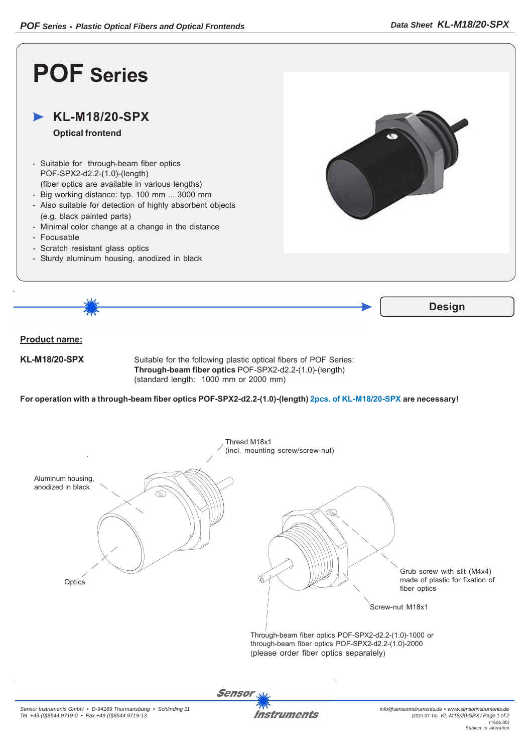# POF Series

## KL-M18/20-SPX

**Optical frontend**

- Suitable for through-beam fiber optics POF-SPX2-d2.2-(1.0)-(length) (fiber optics are available in various lengths)
- Big working distance: typ. 100 mm ... 3000 mm
- Also suitable for detection of highly absorbent objects (e.g. black painted parts)
- Minimal color change at a change in the distance
- Focusable
- Scratch resistant glass optics
- Sturdy aluminum housing, anodized in black

## Design

**Product name:**

**KL-M18/20-SPX** — Suitable for the following plastic optical fibers of POF Series:
**Through-beam fiber optics** POF-SPX2-d2.2-(1.0)-(length)
(standard length: 1000 mm or 2000 mm)

**For operation with a through-beam fiber optics POF-SPX2-d2.2-(1.0)-(length) 2pcs. of KL-M18/20-SPX are necessary!**

Thread M18x1 (incl. mounting screw/screw-nut)

Aluminum housing, anodized in black

Optics

Grub screw with slit (M4x4) made of plastic for fixation of fiber optics

Screw-nut M18x1

Through-beam fiber optics POF-SPX2-d2.2-(1.0)-1000 or through-beam fiber optics POF-SPX2-d2.2-(1.0)-2000 (please order fiber optics separately)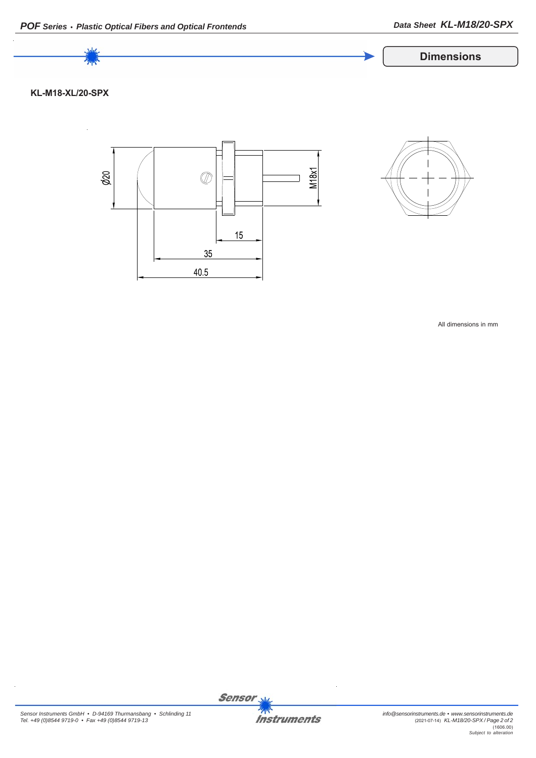## Dimensions

### KL-M18-XL/20-SPX

ϕ20

M18x1

15

35

40.5

All dimensions in mm

Sensor Instruments GmbH • D-94169 Thurmansbang • Schlinding 11
Tel. +49 (0)8544 9719-0 • Fax +49 (0)8544 9719-13

info@sensorinstruments.de • www.sensorinstruments.de
(2021-07-14) KL-M18/20-SPX
(1606.00)
Subject to alteration